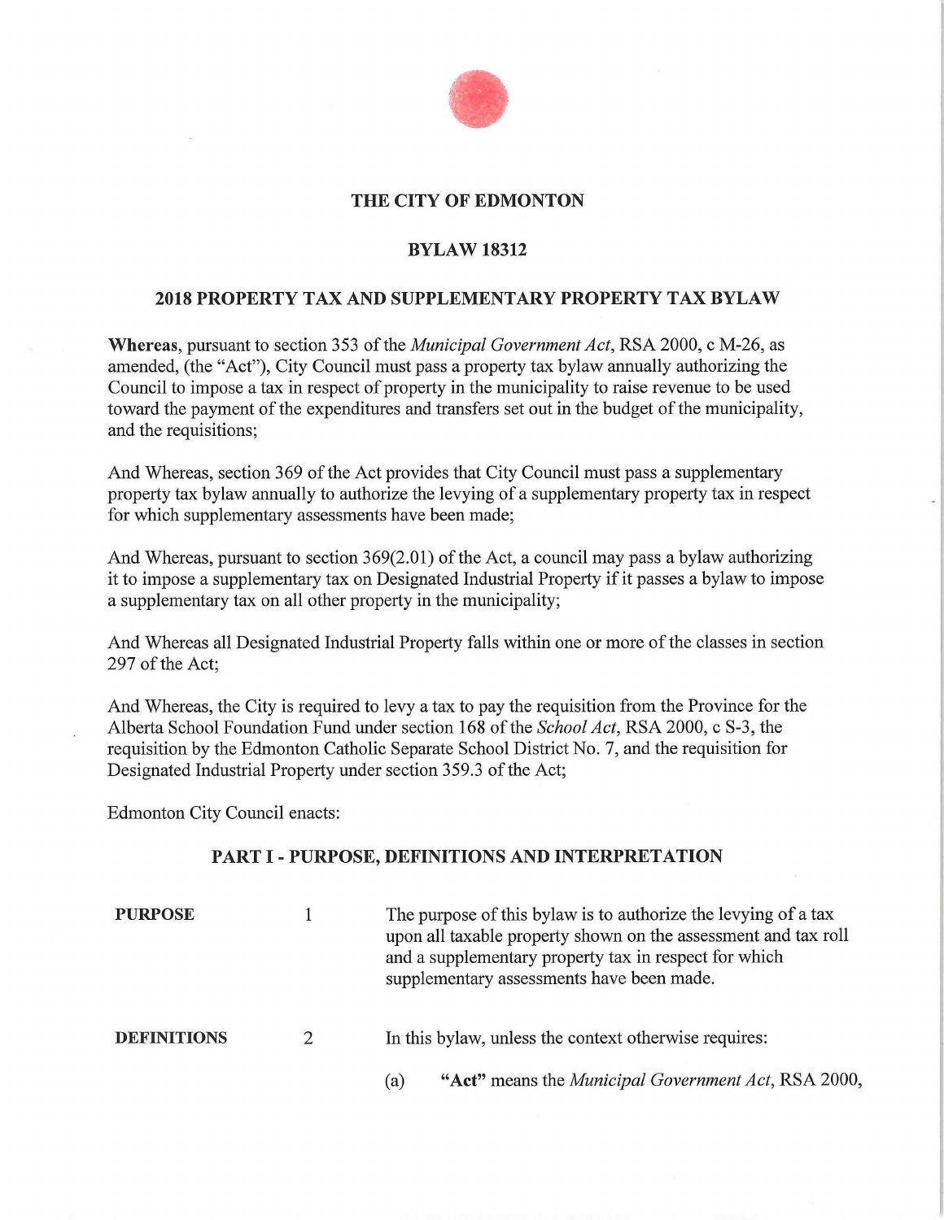# THE CITY OF EDMONTON

## BYLAW 18312

## 2018 PROPERTY TAX AND SUPPLEMENTARY PROPERTY TAX BYLAW

**Whereas**, pursuant to section 353 of the *Municipal Government Act*, RSA 2000, c M-26, as amended, (the "Act"), City Council must pass a property tax bylaw annually authorizing the Council to impose a tax in respect of property in the municipality to raise revenue to be used toward the payment of the expenditures and transfers set out in the budget of the municipality, and the requisitions;

And Whereas, section 369 of the Act provides that City Council must pass a supplementary property tax bylaw annually to authorize the levying of a supplementary property tax in respect for which supplementary assessments have been made;

And Whereas, pursuant to section 369(2.01) of the Act, a council may pass a bylaw authorizing it to impose a supplementary tax on Designated Industrial Property if it passes a bylaw to impose a supplementary tax on all other property in the municipality;

And Whereas all Designated Industrial Property falls within one or more of the classes in section 297 of the Act;

And Whereas, the City is required to levy a tax to pay the requisition from the Province for the Alberta School Foundation Fund under section 168 of the *School Act*, RSA 2000, c S-3, the requisition by the Edmonton Catholic Separate School District No. 7, and the requisition for Designated Industrial Property under section 359.3 of the Act;

Edmonton City Council enacts:

### PART I - PURPOSE, DEFINITIONS AND INTERPRETATION

**PURPOSE** 1 The purpose of this bylaw is to authorize the levying of a tax upon all taxable property shown on the assessment and tax roll and a supplementary property tax in respect for which supplementary assessments have been made.

**DEFINITIONS** 2 In this bylaw, unless the context otherwise requires:

(a) **"Act"** means the *Municipal Government Act*, RSA 2000,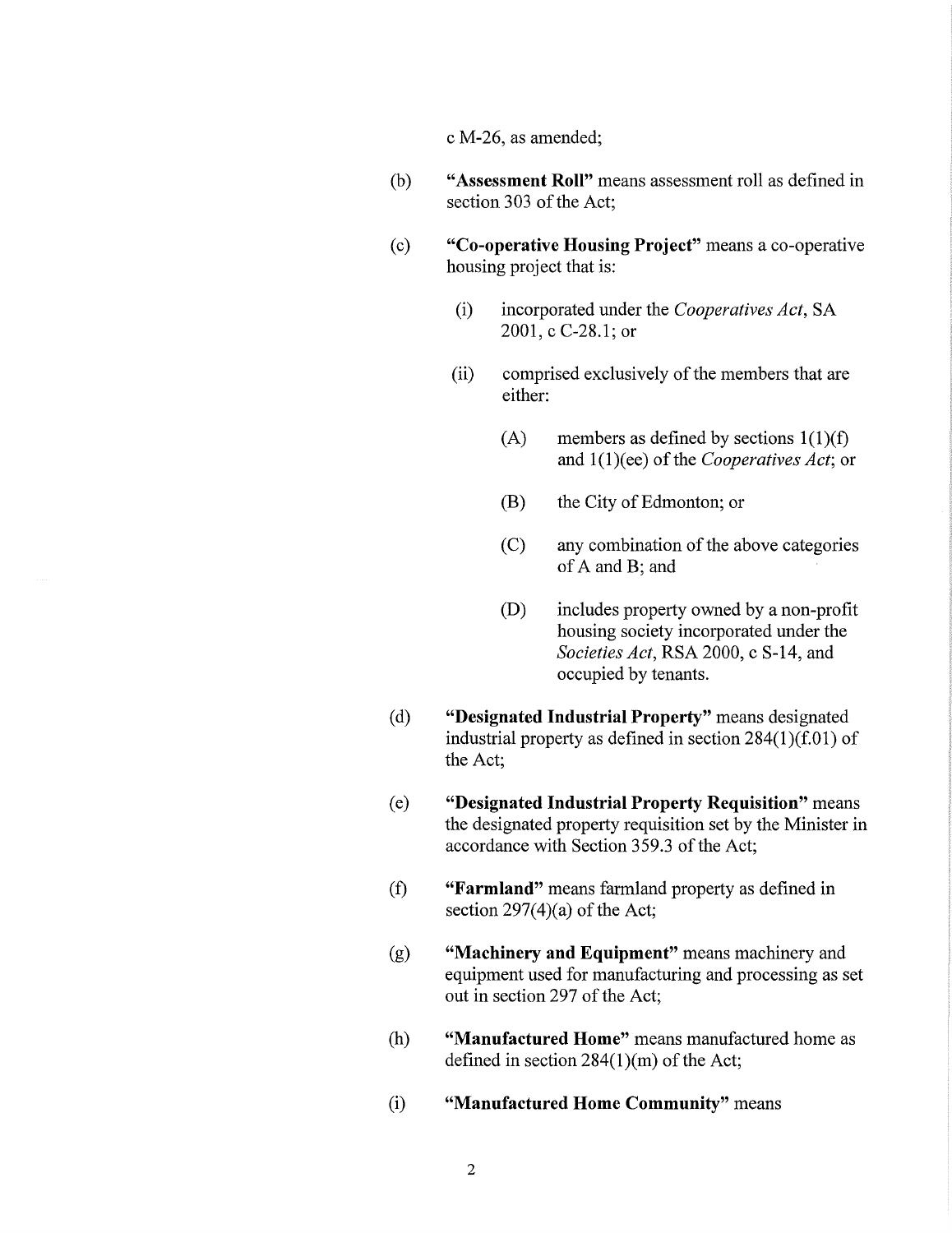c M-26, as amended;

(b) **"Assessment Roll"** means assessment roll as defined in section 303 of the Act;

(c) **"Co-operative Housing Project"** means a co-operative housing project that is:

   (i) incorporated under the *Cooperatives Act*, SA 2001, c C-28.1; or

   (ii) comprised exclusively of the members that are either:

      (A) members as defined by sections 1(1)(f) and 1(1)(ee) of the *Cooperatives Act*; or

      (B) the City of Edmonton; or

      (C) any combination of the above categories of A and B; and

      (D) includes property owned by a non-profit housing society incorporated under the *Societies Act*, RSA 2000, c S-14, and occupied by tenants.

(d) **"Designated Industrial Property"** means designated industrial property as defined in section 284(1)(f.01) of the Act;

(e) **"Designated Industrial Property Requisition"** means the designated property requisition set by the Minister in accordance with Section 359.3 of the Act;

(f) **"Farmland"** means farmland property as defined in section 297(4)(a) of the Act;

(g) **"Machinery and Equipment"** means machinery and equipment used for manufacturing and processing as set out in section 297 of the Act;

(h) **"Manufactured Home"** means manufactured home as defined in section 284(1)(m) of the Act;

(i) **"Manufactured Home Community"** means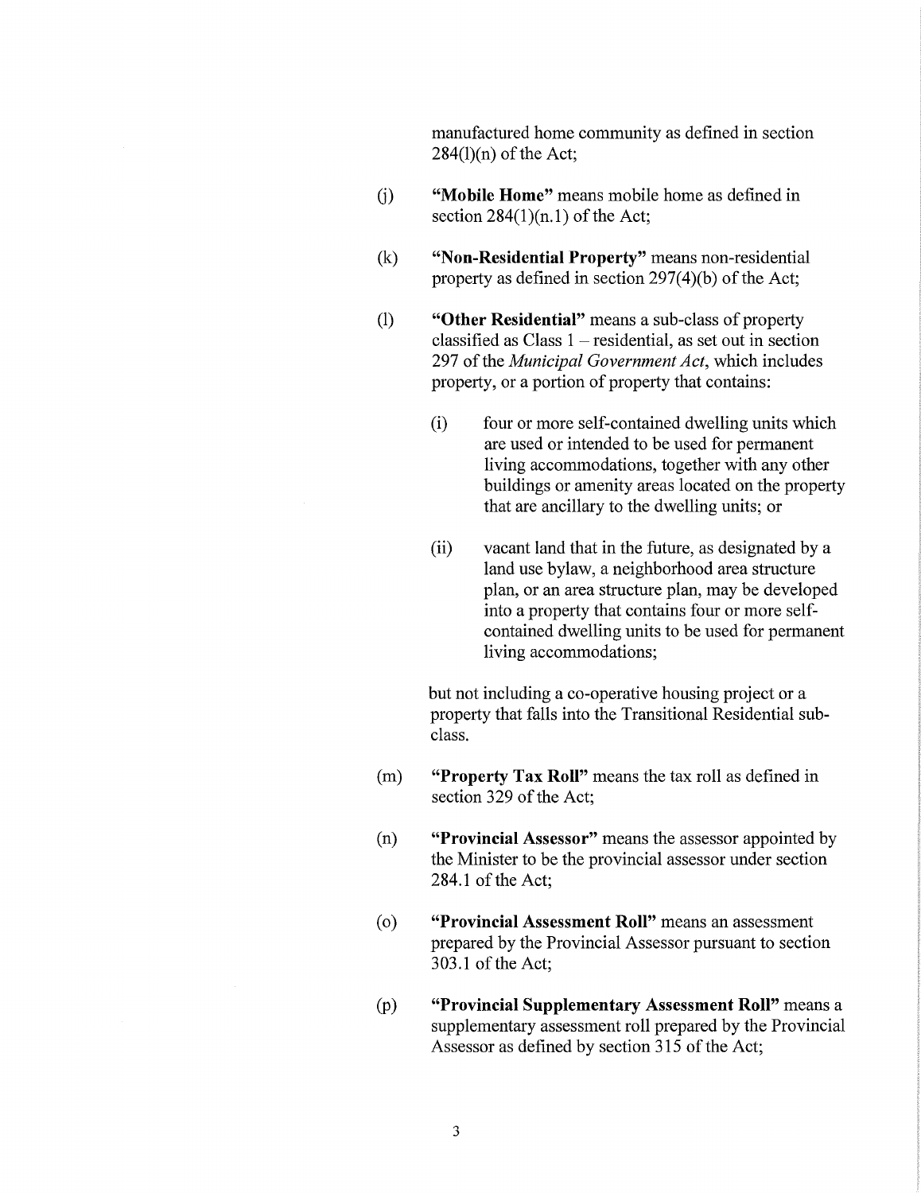manufactured home community as defined in section 284(l)(n) of the Act;

(j) **"Mobile Home"** means mobile home as defined in section 284(1)(n.1) of the Act;

(k) **"Non-Residential Property"** means non-residential property as defined in section 297(4)(b) of the Act;

(l) **"Other Residential"** means a sub-class of property classified as Class 1 – residential, as set out in section 297 of the *Municipal Government Act*, which includes property, or a portion of property that contains:

(i) four or more self-contained dwelling units which are used or intended to be used for permanent living accommodations, together with any other buildings or amenity areas located on the property that are ancillary to the dwelling units; or

(ii) vacant land that in the future, as designated by a land use bylaw, a neighborhood area structure plan, or an area structure plan, may be developed into a property that contains four or more self-contained dwelling units to be used for permanent living accommodations;

but not including a co-operative housing project or a property that falls into the Transitional Residential sub-class.

(m) **"Property Tax Roll"** means the tax roll as defined in section 329 of the Act;

(n) **"Provincial Assessor"** means the assessor appointed by the Minister to be the provincial assessor under section 284.1 of the Act;

(o) **"Provincial Assessment Roll"** means an assessment prepared by the Provincial Assessor pursuant to section 303.1 of the Act;

(p) **"Provincial Supplementary Assessment Roll"** means a supplementary assessment roll prepared by the Provincial Assessor as defined by section 315 of the Act;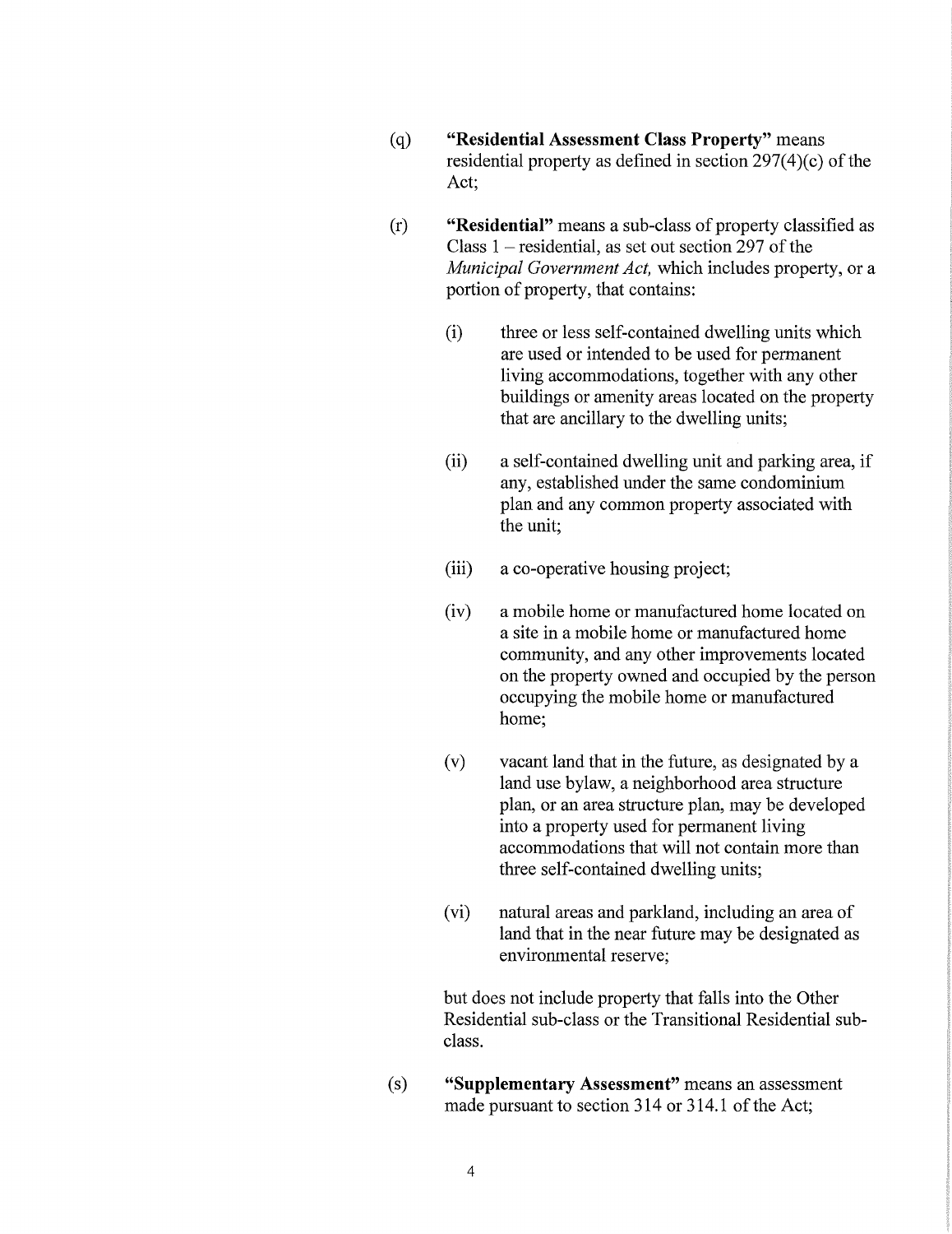(q) **"Residential Assessment Class Property"** means residential property as defined in section 297(4)(c) of the Act;

(r) **"Residential"** means a sub-class of property classified as Class 1 – residential, as set out section 297 of the *Municipal Government Act,* which includes property, or a portion of property, that contains:

  (i) three or less self-contained dwelling units which are used or intended to be used for permanent living accommodations, together with any other buildings or amenity areas located on the property that are ancillary to the dwelling units;

  (ii) a self-contained dwelling unit and parking area, if any, established under the same condominium plan and any common property associated with the unit;

  (iii) a co-operative housing project;

  (iv) a mobile home or manufactured home located on a site in a mobile home or manufactured home community, and any other improvements located on the property owned and occupied by the person occupying the mobile home or manufactured home;

  (v) vacant land that in the future, as designated by a land use bylaw, a neighborhood area structure plan, or an area structure plan, may be developed into a property used for permanent living accommodations that will not contain more than three self-contained dwelling units;

  (vi) natural areas and parkland, including an area of land that in the near future may be designated as environmental reserve;

  but does not include property that falls into the Other Residential sub-class or the Transitional Residential sub-class.

(s) **"Supplementary Assessment"** means an assessment made pursuant to section 314 or 314.1 of the Act;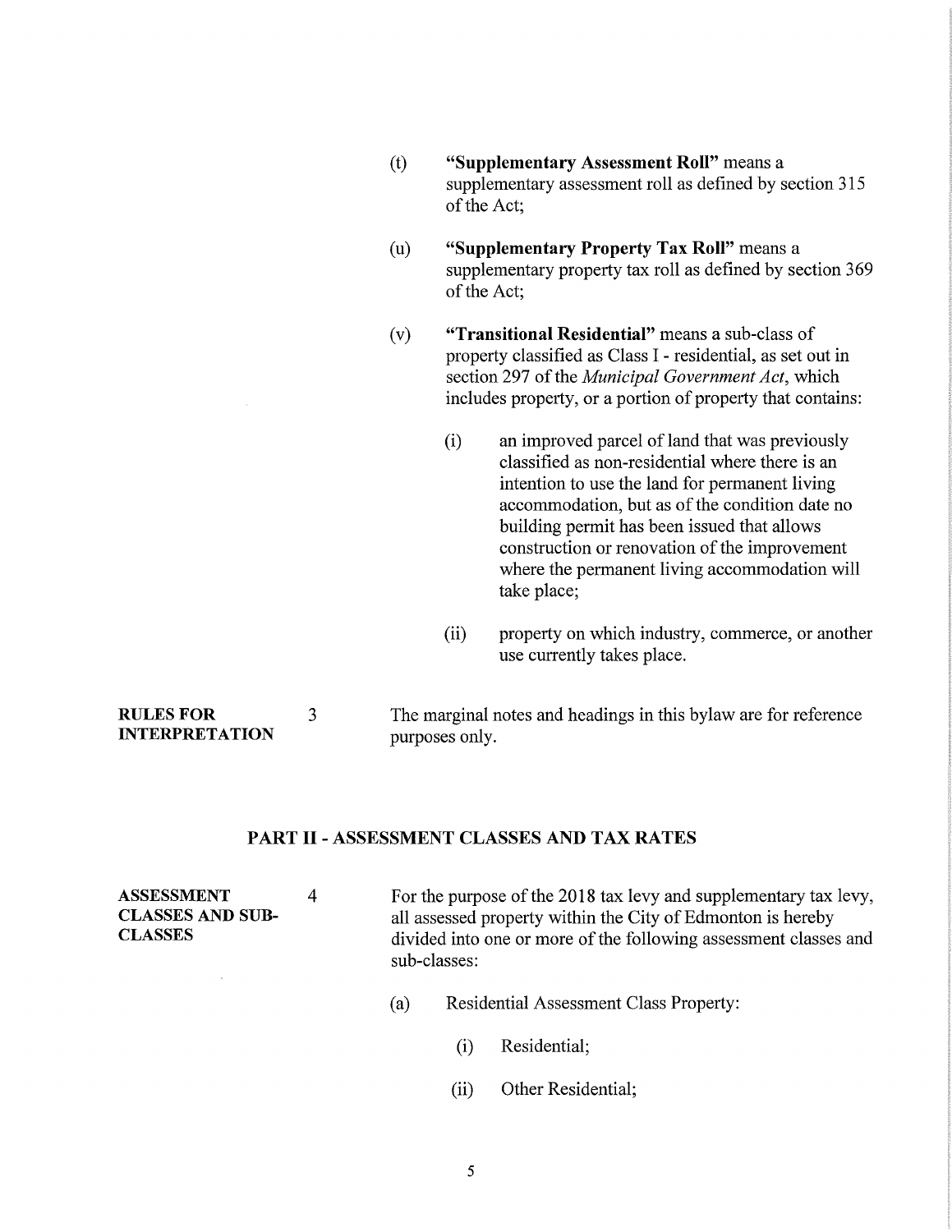(t) **"Supplementary Assessment Roll"** means a supplementary assessment roll as defined by section 315 of the Act;

(u) **"Supplementary Property Tax Roll"** means a supplementary property tax roll as defined by section 369 of the Act;

(v) **"Transitional Residential"** means a sub-class of property classified as Class I - residential, as set out in section 297 of the *Municipal Government Act*, which includes property, or a portion of property that contains:

  (i) an improved parcel of land that was previously classified as non-residential where there is an intention to use the land for permanent living accommodation, but as of the condition date no building permit has been issued that allows construction or renovation of the improvement where the permanent living accommodation will take place;

  (ii) property on which industry, commerce, or another use currently takes place.

**RULES FOR INTERPRETATION**

3 The marginal notes and headings in this bylaw are for reference purposes only.

## PART II - ASSESSMENT CLASSES AND TAX RATES

**ASSESSMENT CLASSES AND SUB-CLASSES**

4 For the purpose of the 2018 tax levy and supplementary tax levy, all assessed property within the City of Edmonton is hereby divided into one or more of the following assessment classes and sub-classes:

(a) Residential Assessment Class Property:

  (i) Residential;

  (ii) Other Residential;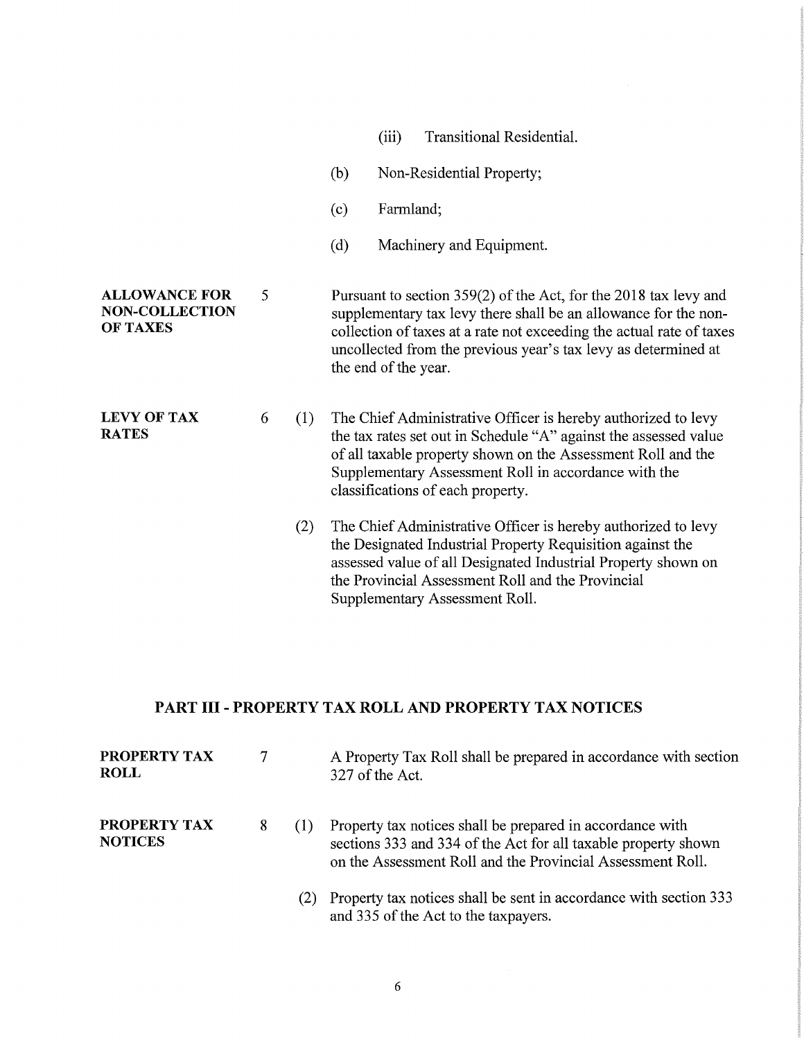(iii) Transitional Residential.

(b) Non-Residential Property;

(c) Farmland;

(d) Machinery and Equipment.

**ALLOWANCE FOR NON-COLLECTION OF TAXES**

5 Pursuant to section 359(2) of the Act, for the 2018 tax levy and supplementary tax levy there shall be an allowance for the non-collection of taxes at a rate not exceeding the actual rate of taxes uncollected from the previous year's tax levy as determined at the end of the year.

**LEVY OF TAX RATES**

6 (1) The Chief Administrative Officer is hereby authorized to levy the tax rates set out in Schedule "A" against the assessed value of all taxable property shown on the Assessment Roll and the Supplementary Assessment Roll in accordance with the classifications of each property.

(2) The Chief Administrative Officer is hereby authorized to levy the Designated Industrial Property Requisition against the assessed value of all Designated Industrial Property shown on the Provincial Assessment Roll and the Provincial Supplementary Assessment Roll.

## PART III - PROPERTY TAX ROLL AND PROPERTY TAX NOTICES

**PROPERTY TAX ROLL**

7 A Property Tax Roll shall be prepared in accordance with section 327 of the Act.

**PROPERTY TAX NOTICES**

8 (1) Property tax notices shall be prepared in accordance with sections 333 and 334 of the Act for all taxable property shown on the Assessment Roll and the Provincial Assessment Roll.

(2) Property tax notices shall be sent in accordance with section 333 and 335 of the Act to the taxpayers.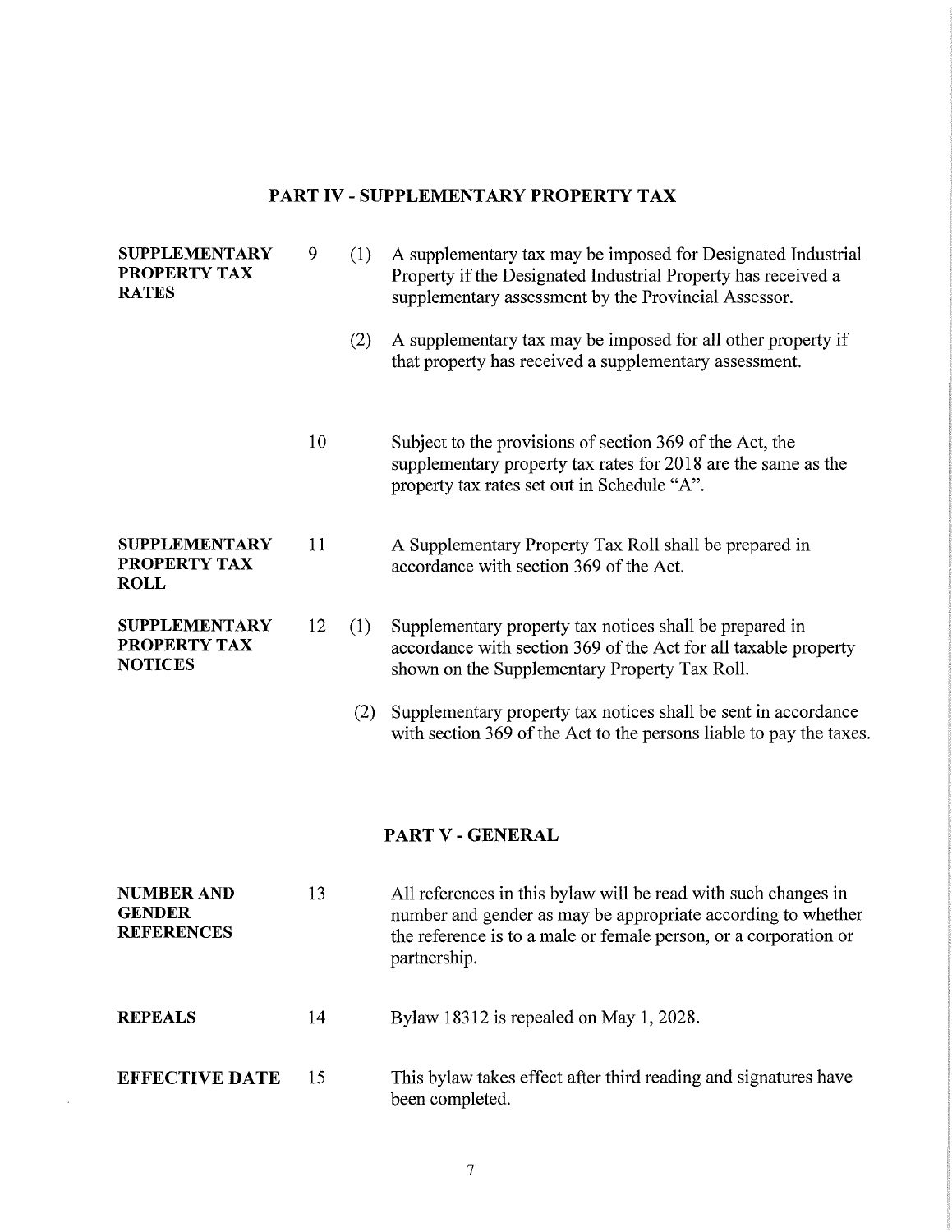## PART IV - SUPPLEMENTARY PROPERTY TAX

**SUPPLEMENTARY PROPERTY TAX RATES**

9 (1) A supplementary tax may be imposed for Designated Industrial Property if the Designated Industrial Property has received a supplementary assessment by the Provincial Assessor.

(2) A supplementary tax may be imposed for all other property if that property has received a supplementary assessment.

10 Subject to the provisions of section 369 of the Act, the supplementary property tax rates for 2018 are the same as the property tax rates set out in Schedule "A".

**SUPPLEMENTARY PROPERTY TAX ROLL**

11 A Supplementary Property Tax Roll shall be prepared in accordance with section 369 of the Act.

**SUPPLEMENTARY PROPERTY TAX NOTICES**

12 (1) Supplementary property tax notices shall be prepared in accordance with section 369 of the Act for all taxable property shown on the Supplementary Property Tax Roll.

(2) Supplementary property tax notices shall be sent in accordance with section 369 of the Act to the persons liable to pay the taxes.

## PART V - GENERAL

**NUMBER AND GENDER REFERENCES**

13 All references in this bylaw will be read with such changes in number and gender as may be appropriate according to whether the reference is to a male or female person, or a corporation or partnership.

**REPEALS**

14 Bylaw 18312 is repealed on May 1, 2028.

**EFFECTIVE DATE**

15 This bylaw takes effect after third reading and signatures have been completed.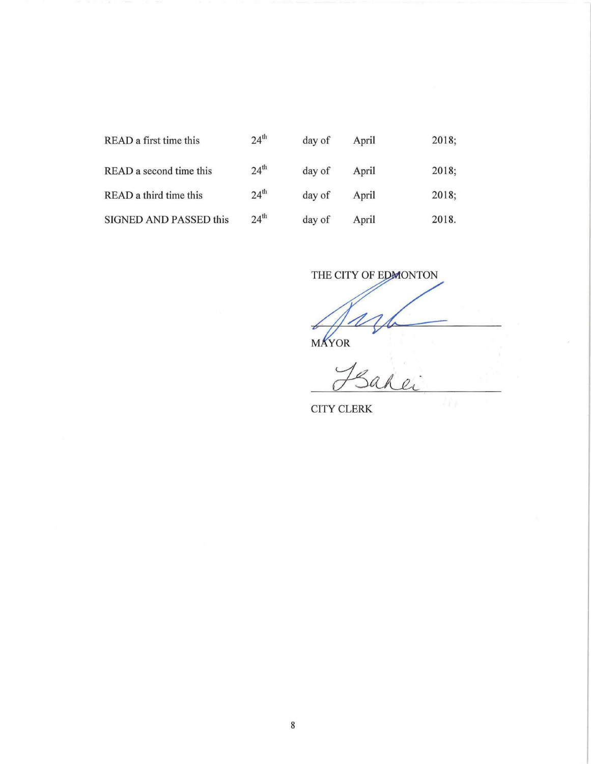| | | | | |
|---|---|---|---|---|
| READ a first time this | 24th | day of | April | 2018; |
| READ a second time this | 24th | day of | April | 2018; |
| READ a third time this | 24th | day of | April | 2018; |
| SIGNED AND PASSED this | 24th | day of | April | 2018. |

THE CITY OF EDMONTON

MAYOR

CITY CLERK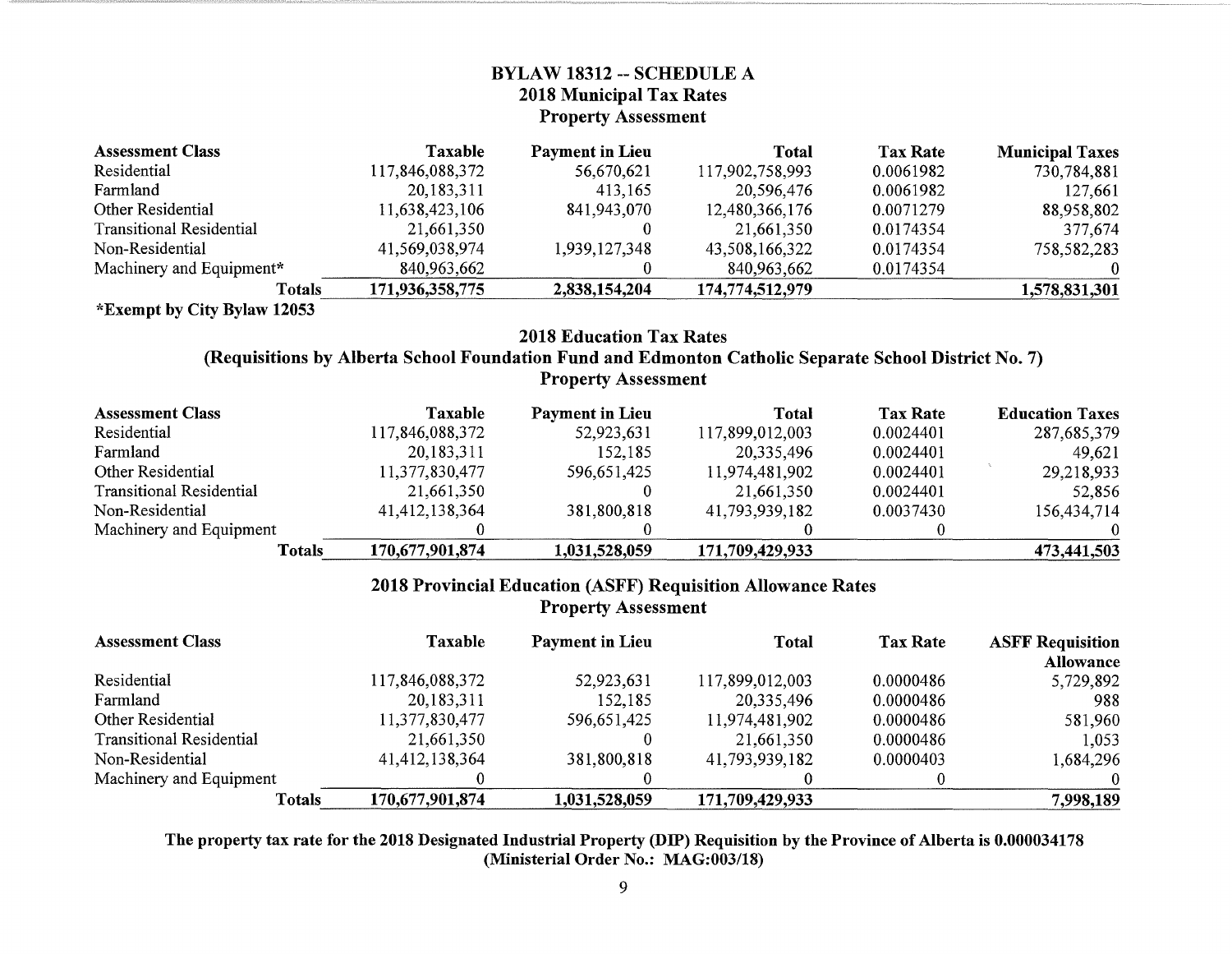## BYLAW 18312 -- SCHEDULE A
## 2018 Municipal Tax Rates
### Property Assessment

| Assessment Class | Taxable | Payment in Lieu | Total | Tax Rate | Municipal Taxes |
|---|---|---|---|---|---|
| Residential | 117,846,088,372 | 56,670,621 | 117,902,758,993 | 0.0061982 | 730,784,881 |
| Farmland | 20,183,311 | 413,165 | 20,596,476 | 0.0061982 | 127,661 |
| Other Residential | 11,638,423,106 | 841,943,070 | 12,480,366,176 | 0.0071279 | 88,958,802 |
| Transitional Residential | 21,661,350 | 0 | 21,661,350 | 0.0174354 | 377,674 |
| Non-Residential | 41,569,038,974 | 1,939,127,348 | 43,508,166,322 | 0.0174354 | 758,582,283 |
| Machinery and Equipment* | 840,963,662 | 0 | 840,963,662 | 0.0174354 | 0 |
| **Totals** | **171,936,358,775** | **2,838,154,204** | **174,774,512,979** | | **1,578,831,301** |

**\*Exempt by City Bylaw 12053**

## 2018 Education Tax Rates
### (Requisitions by Alberta School Foundation Fund and Edmonton Catholic Separate School District No. 7)
### Property Assessment

| Assessment Class | Taxable | Payment in Lieu | Total | Tax Rate | Education Taxes |
|---|---|---|---|---|---|
| Residential | 117,846,088,372 | 52,923,631 | 117,899,012,003 | 0.0024401 | 287,685,379 |
| Farmland | 20,183,311 | 152,185 | 20,335,496 | 0.0024401 | 49,621 |
| Other Residential | 11,377,830,477 | 596,651,425 | 11,974,481,902 | 0.0024401 | 29,218,933 |
| Transitional Residential | 21,661,350 | 0 | 21,661,350 | 0.0024401 | 52,856 |
| Non-Residential | 41,412,138,364 | 381,800,818 | 41,793,939,182 | 0.0037430 | 156,434,714 |
| Machinery and Equipment | 0 | 0 | 0 | 0 | 0 |
| **Totals** | **170,677,901,874** | **1,031,528,059** | **171,709,429,933** | | **473,441,503** |

## 2018 Provincial Education (ASFF) Requisition Allowance Rates
### Property Assessment

| Assessment Class | Taxable | Payment in Lieu | Total | Tax Rate | ASFF Requisition Allowance |
|---|---|---|---|---|---|
| Residential | 117,846,088,372 | 52,923,631 | 117,899,012,003 | 0.0000486 | 5,729,892 |
| Farmland | 20,183,311 | 152,185 | 20,335,496 | 0.0000486 | 988 |
| Other Residential | 11,377,830,477 | 596,651,425 | 11,974,481,902 | 0.0000486 | 581,960 |
| Transitional Residential | 21,661,350 | 0 | 21,661,350 | 0.0000486 | 1,053 |
| Non-Residential | 41,412,138,364 | 381,800,818 | 41,793,939,182 | 0.0000403 | 1,684,296 |
| Machinery and Equipment | 0 | 0 | 0 | 0 | 0 |
| **Totals** | **170,677,901,874** | **1,031,528,059** | **171,709,429,933** | | **7,998,189** |

**The property tax rate for the 2018 Designated Industrial Property (DIP) Requisition by the Province of Alberta is 0.000034178 (Ministerial Order No.: MAG:003/18)**